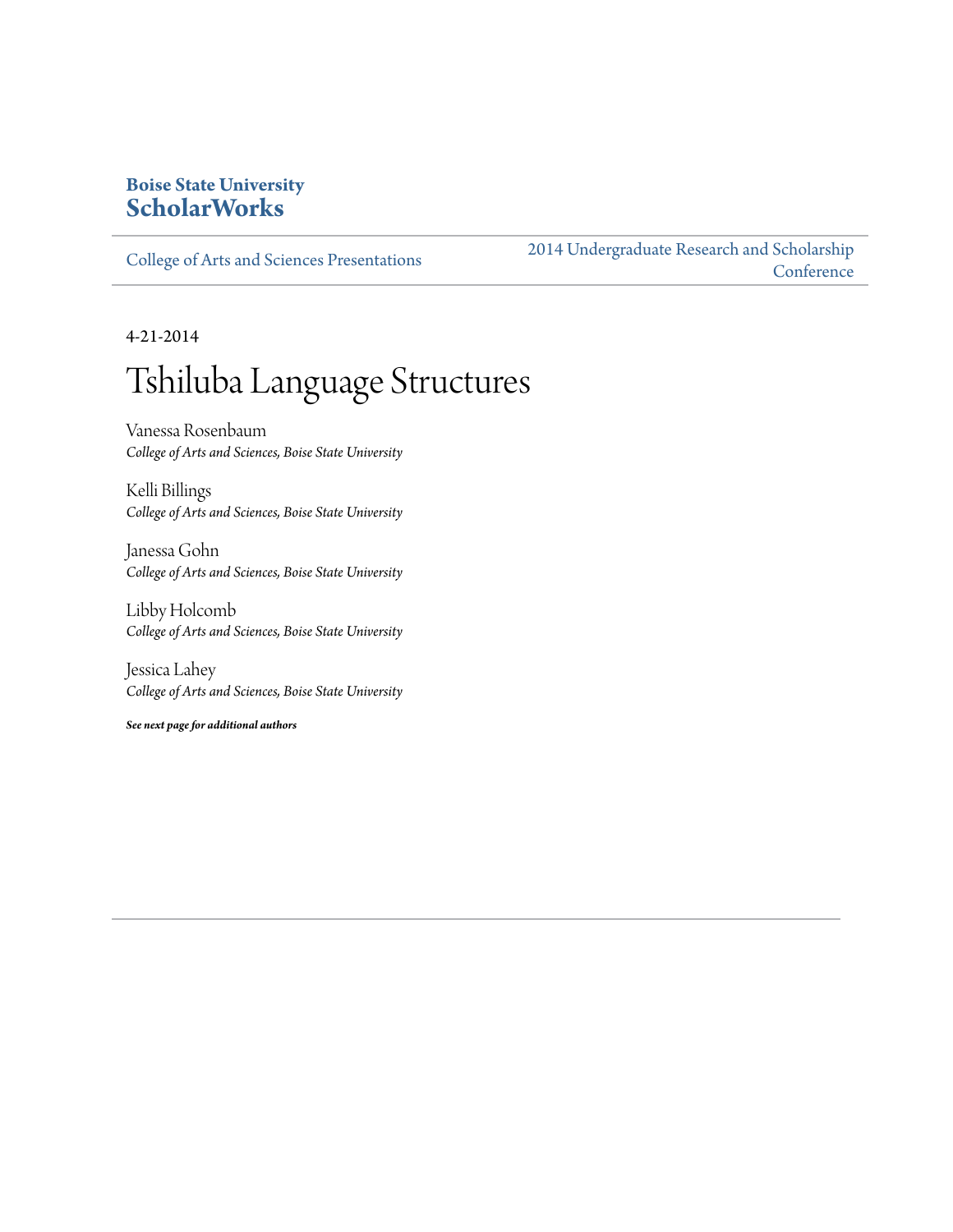**Boise State University**
**ScholarWorks**

College of Arts and Sciences Presentations

2014 Undergraduate Research and Scholarship Conference

4-21-2014

# Tshiluba Language Structures

Vanessa Rosenbaum
*College of Arts and Sciences, Boise State University*

Kelli Billings
*College of Arts and Sciences, Boise State University*

Janessa Gohn
*College of Arts and Sciences, Boise State University*

Libby Holcomb
*College of Arts and Sciences, Boise State University*

Jessica Lahey
*College of Arts and Sciences, Boise State University*

***See next page for additional authors***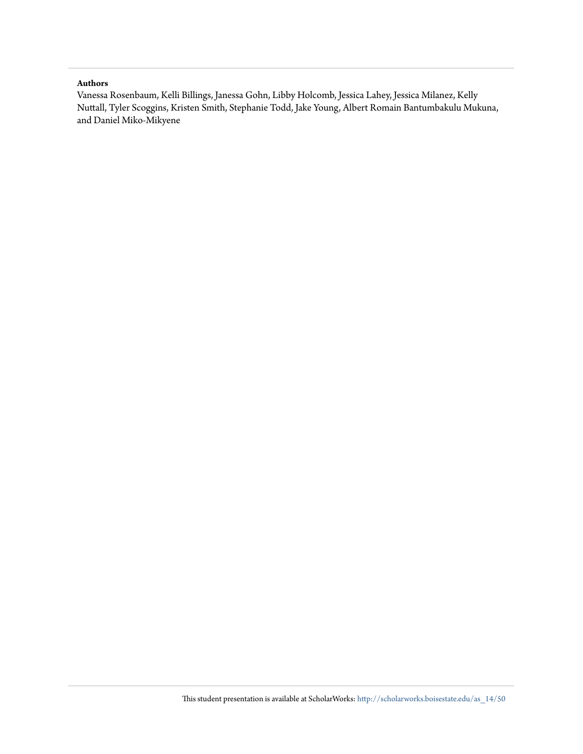**Authors**

Vanessa Rosenbaum, Kelli Billings, Janessa Gohn, Libby Holcomb, Jessica Lahey, Jessica Milanez, Kelly Nuttall, Tyler Scoggins, Kristen Smith, Stephanie Todd, Jake Young, Albert Romain Bantumbakulu Mukuna, and Daniel Miko-Mikyene

This student presentation is available at ScholarWorks: http://scholarworks.boisestate.edu/as_14/50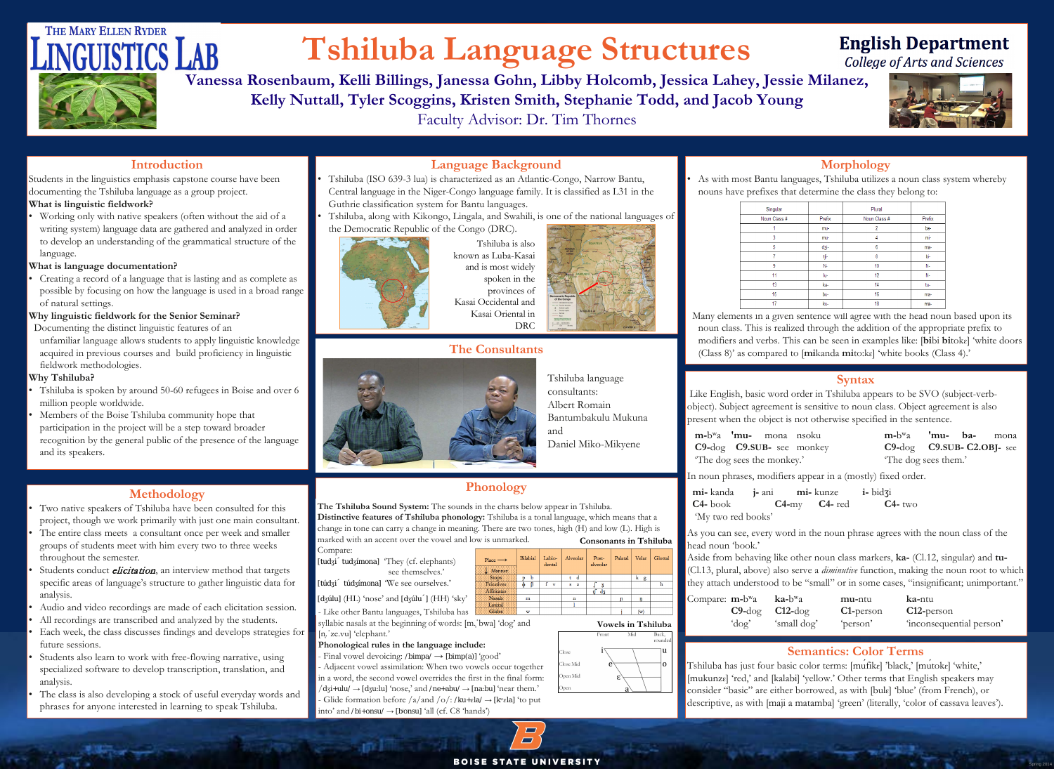# Tshiluba Language Structures

The Mary Ellen Ryder Linguistics Lab

English Department
College of Arts and Sciences

**Vanessa Rosenbaum, Kelli Billings, Janessa Gohn, Libby Holcomb, Jessica Lahey, Jessie Milanez, Kelly Nuttall, Tyler Scoggins, Kristen Smith, Stephanie Todd, and Jacob Young**

Faculty Advisor: Dr. Tim Thornes

## Introduction

Students in the linguistics emphasis capstone course have been documenting the Tshiluba language as a group project.

**What is linguistic fieldwork?**

- Working only with native speakers (often without the aid of a writing system) language data are gathered and analyzed in order to develop an understanding of the grammatical structure of the language.

**What is language documentation?**

- Creating a record of a language that is lasting and as complete as possible by focusing on how the language is used in a broad range of natural settings.

**Why linguistic fieldwork for the Senior Seminar?**

Documenting the distinct linguistic features of an unfamiliar language allows students to apply linguistic knowledge acquired in previous courses and build proficiency in linguistic fieldwork methodologies.

**Why Tshiluba?**

- Tshiluba is spoken by around 50-60 refugees in Boise and over 6 million people worldwide.
- Members of the Boise Tshiluba community hope that participation in the project will be a step toward broader recognition by the general public of the presence of the language and its speakers.

## Methodology

- Two native speakers of Tshiluba have been consulted for this project, though we work primarily with just one main consultant.
- The entire class meets a consultant once per week and smaller groups of students meet with him every two to three weeks throughout the semester.
- Students conduct *elicitation*, an interview method that targets specific areas of language's structure to gather linguistic data for analysis.
- Audio and video recordings are made of each elicitation session.
- All recordings are transcribed and analyzed by the students.
- Each week, the class discusses findings and develops strategies for future sessions.
- Students also learn to work with free-flowing narrative, using specialized software to develop transcription, translation, and analysis.
- The class is also developing a stock of useful everyday words and phrases for anyone interested in learning to speak Tshiluba.

## Language Background

- Tshiluba (ISO 639-3 lua) is characterized as an Atlantic-Congo, Narrow Bantu, Central language in the Niger-Congo language family. It is classified as L31 in the Guthrie classification system for Bantu languages.
- Tshiluba, along with Kikongo, Lingala, and Swahili, is one of the national languages of the Democratic Republic of the Congo (DRC).

Tshiluba is also known as Luba-Kasai and is most widely spoken in the provinces of Kasai Occidental and Kasai Oriental in DRC

## The Consultants

Tshiluba language consultants:
Albert Romain Bantumbakulu Mukuna
and
Daniel Miko-Mikyene

## Phonology

**The Tshiluba Sound System:** The sounds in the charts below appear in Tshiluba.

**Distinctive features of Tshiluba phonology:** Tshiluba is a tonal language, which means that a change in tone can carry a change in meaning. There are two tones, high (H) and low (L). High is marked with an accent over the vowel and low is unmarked.

Compare:

[tudʒí tudʒímona] 'They (cf. elephants) see themselves.'

[túdʒí túdʒímona] 'We see ourselves.'

[dʒúlu] (HL) 'nose' and [dʒúlú] (HH) 'sky'

- Like other Bantu languages, Tshiluba has syllabic nasals at the beginning of words: [m̩.ˈbwa] 'dog' and [n̩.ˈze.vu] 'elephant.'

**Phonological rules in the language include:**

- Final vowel devoicing: /bimpa/ → [bimp(ḁ)] 'good'
- Adjacent vowel assimilation: When two vowels occur together in a word, the second vowel overrides the first in the final form: /dʒi+ulu/ → [dʒu:lu] 'nose,' and /ne+abu/ → [na:bu] 'near them.'
- Glide formation before /a/ and /o/: /ku+ela/ → [kʷɛla] 'to put into' and /bi+onsu/ → [bonsu] 'all (cf. C8 'hands')

**Consonants in Tshiluba**

| Place → / ↓ Manner | Bilabial | Labio-dental | Alveolar | Post-alveolar | Palatal | Velar | Glottal |
|---|---|---|---|---|---|---|---|
| Stops | p b | | t d | | | k g | |
| Fricatives | ɸ β | f v | s z | ʃ ʒ | | | h |
| Affricates | | | | tʃ dʒ | | | |
| Nasals | m | | n | | ɲ | ŋ | |
| Lateral | | | l | | | | |
| Glides | w | | | | j | (w) | |

**Vowels in Tshiluba**

Front, Mid, Back, rounded

Close: i, u
Close Mid: e, o
Open Mid: ɛ
Open: a

## Morphology

- As with most Bantu languages, Tshiluba utilizes a noun class system whereby nouns have prefixes that determine the class they belong to:

| Singular | | Plural | |
|---|---|---|---|
| Noun Class # | Prefix | Noun Class # | Prefix |
| 1 | mu- | 2 | ba- |
| 3 | mu- | 4 | mi- |
| 5 | dʒ- | 6 | ma- |
| 7 | tʃi- | 8 | bi- |
| 9 | N- | 10 | N- |
| 11 | lu- | 12 | N- |
| 13 | ka- | 14 | tu- |
| 15 | bu- | 16 | ma- |
| 17 | ku- | 18 | ma- |

Many elements in a given sentence will agree with the head noun based upon its noun class. This is realized through the addition of the appropriate prefix to modifiers and verbs. This can be seen in examples like: [**bi**bi **bi**tokɛ] 'white doors (Class 8)' as compared to [**mi**kanda **mi**to:kɛ] 'white books (Class 4).'

## Syntax

Like English, basic word order in Tshiluba appears to be SVO (subject-verb-object). Subject agreement is sensitive to noun class. Object agreement is also present when the object is not otherwise specified in the sentence.

| | | | |
|---|---|---|---|
| **m-**bʷa | **'mu-** | mona | nsoku |
| **C9-**dog | **C9.SUB-** | see | monkey |

'The dog sees the monkey.'

| | | | |
|---|---|---|---|
| **m-**bʷa | **'mu-** | **ba-** | mona |
| **C9-**dog | **C9.SUB-** | **C2.OBJ-** | see |

'The dog sees them.'

In noun phrases, modifiers appear in a (mostly) fixed order.

| | | | |
|---|---|---|---|
| **mi-** kanda | **j-** ani | **mi-** kunze | **i-** bidʒi |
| **C4-** book | **C4-**my | **C4-** red | **C4-** two |

'My two red books'

As you can see, every word in the noun phrase agrees with the noun class of the head noun 'book.'

Aside from behaving like other noun class markers, **ka-** (Cl.12, singular) and **tu-** (Cl.13, plural, above) also serve a *diminutive* function, making the noun root to which they attach understood to be "small" or in some cases, "insignificant; unimportant."

Compare:

| | | | |
|---|---|---|---|
| **m-**bʷa | **ka-**bʷa | **mu-**ntu | **ka-**ntu |
| **C9-**dog | **C12-**dog | **C1-**person | **C12-**person |
| 'dog' | 'small dog' | 'person' | 'inconsequential person' |

## Semantics: Color Terms

Tshiluba has just four basic color terms: [múfikɛ] 'black,' [mútokɛ] 'white,' [mukunzɛ] 'red,' and [kalabi] 'yellow.' Other terms that English speakers may consider "basic" are either borrowed, as with [bulɛ] 'blue' (from French), or descriptive, as with [maji a matamba] 'green' (literally, 'color of cassava leaves').

BOISE STATE UNIVERSITY